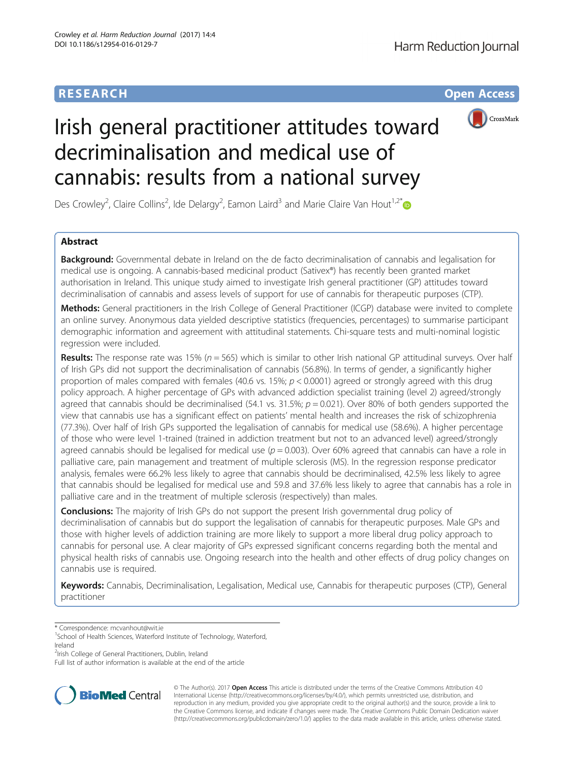RESEARCH

Open Access

# Irish general practitioner attitudes toward decriminalisation and medical use of cannabis: results from a national survey

Des Crowley[2], Claire Collins[2], Ide Delargy[2], Eamon Laird[3] and Marie Claire Van Hout[1,2*]

## Abstract

**Background:** Governmental debate in Ireland on the de facto decriminalisation of cannabis and legalisation for medical use is ongoing. A cannabis-based medicinal product (Sativex®) has recently been granted market authorisation in Ireland. This unique study aimed to investigate Irish general practitioner (GP) attitudes toward decriminalisation of cannabis and assess levels of support for use of cannabis for therapeutic purposes (CTP).

**Methods:** General practitioners in the Irish College of General Practitioner (ICGP) database were invited to complete an online survey. Anonymous data yielded descriptive statistics (frequencies, percentages) to summarise participant demographic information and agreement with attitudinal statements. Chi-square tests and multi-nominal logistic regression were included.

**Results:** The response rate was 15% ($n = 565$) which is similar to other Irish national GP attitudinal surveys. Over half of Irish GPs did not support the decriminalisation of cannabis (56.8%). In terms of gender, a significantly higher proportion of males compared with females (40.6 vs. 15%; $p < 0.0001$) agreed or strongly agreed with this drug policy approach. A higher percentage of GPs with advanced addiction specialist training (level 2) agreed/strongly agreed that cannabis should be decriminalised (54.1 vs. 31.5%; $p = 0.021$). Over 80% of both genders supported the view that cannabis use has a significant effect on patients' mental health and increases the risk of schizophrenia (77.3%). Over half of Irish GPs supported the legalisation of cannabis for medical use (58.6%). A higher percentage of those who were level 1-trained (trained in addiction treatment but not to an advanced level) agreed/strongly agreed cannabis should be legalised for medical use ($p = 0.003$). Over 60% agreed that cannabis can have a role in palliative care, pain management and treatment of multiple sclerosis (MS). In the regression response predicator analysis, females were 66.2% less likely to agree that cannabis should be decriminalised, 42.5% less likely to agree that cannabis should be legalised for medical use and 59.8 and 37.6% less likely to agree that cannabis has a role in palliative care and in the treatment of multiple sclerosis (respectively) than males.

**Conclusions:** The majority of Irish GPs do not support the present Irish governmental drug policy of decriminalisation of cannabis but do support the legalisation of cannabis for therapeutic purposes. Male GPs and those with higher levels of addiction training are more likely to support a more liberal drug policy approach to cannabis for personal use. A clear majority of GPs expressed significant concerns regarding both the mental and physical health risks of cannabis use. Ongoing research into the health and other effects of drug policy changes on cannabis use is required.

**Keywords:** Cannabis, Decriminalisation, Legalisation, Medical use, Cannabis for therapeutic purposes (CTP), General practitioner

\* Correspondence: mcvanhout@wit.ie
[1]School of Health Sciences, Waterford Institute of Technology, Waterford, Ireland
[2]Irish College of General Practitioners, Dublin, Ireland
Full list of author information is available at the end of the article

© The Author(s). 2017 **Open Access** This article is distributed under the terms of the Creative Commons Attribution 4.0 International License (http://creativecommons.org/licenses/by/4.0/), which permits unrestricted use, distribution, and reproduction in any medium, provided you give appropriate credit to the original author(s) and the source, provide a link to the Creative Commons license, and indicate if changes were made. The Creative Commons Public Domain Dedication waiver (http://creativecommons.org/publicdomain/zero/1.0/) applies to the data made available in this article, unless otherwise stated.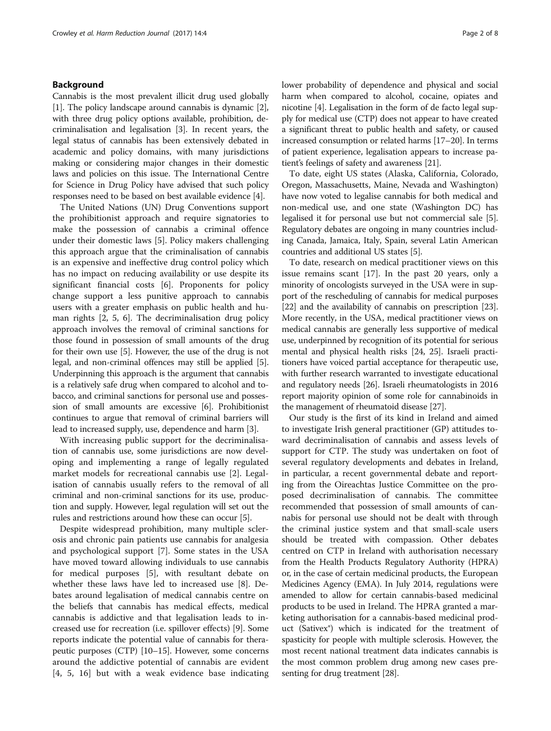## Background

Cannabis is the most prevalent illicit drug used globally [1]. The policy landscape around cannabis is dynamic [2], with three drug policy options available, prohibition, decriminalisation and legalisation [3]. In recent years, the legal status of cannabis has been extensively debated in academic and policy domains, with many jurisdictions making or considering major changes in their domestic laws and policies on this issue. The International Centre for Science in Drug Policy have advised that such policy responses need to be based on best available evidence [4].

The United Nations (UN) Drug Conventions support the prohibitionist approach and require signatories to make the possession of cannabis a criminal offence under their domestic laws [5]. Policy makers challenging this approach argue that the criminalisation of cannabis is an expensive and ineffective drug control policy which has no impact on reducing availability or use despite its significant financial costs [6]. Proponents for policy change support a less punitive approach to cannabis users with a greater emphasis on public health and human rights [2, 5, 6]. The decriminalisation drug policy approach involves the removal of criminal sanctions for those found in possession of small amounts of the drug for their own use [5]. However, the use of the drug is not legal, and non-criminal offences may still be applied [5]. Underpinning this approach is the argument that cannabis is a relatively safe drug when compared to alcohol and tobacco, and criminal sanctions for personal use and possession of small amounts are excessive [6]. Prohibitionist continues to argue that removal of criminal barriers will lead to increased supply, use, dependence and harm [3].

With increasing public support for the decriminalisation of cannabis use, some jurisdictions are now developing and implementing a range of legally regulated market models for recreational cannabis use [2]. Legalisation of cannabis usually refers to the removal of all criminal and non-criminal sanctions for its use, production and supply. However, legal regulation will set out the rules and restrictions around how these can occur [5].

Despite widespread prohibition, many multiple sclerosis and chronic pain patients use cannabis for analgesia and psychological support [7]. Some states in the USA have moved toward allowing individuals to use cannabis for medical purposes [5], with resultant debate on whether these laws have led to increased use [8]. Debates around legalisation of medical cannabis centre on the beliefs that cannabis has medical effects, medical cannabis is addictive and that legalisation leads to increased use for recreation (i.e. spillover effects) [9]. Some reports indicate the potential value of cannabis for therapeutic purposes (CTP) [10–15]. However, some concerns around the addictive potential of cannabis are evident [4, 5, 16] but with a weak evidence base indicating lower probability of dependence and physical and social harm when compared to alcohol, cocaine, opiates and nicotine [4]. Legalisation in the form of de facto legal supply for medical use (CTP) does not appear to have created a significant threat to public health and safety, or caused increased consumption or related harms [17–20]. In terms of patient experience, legalisation appears to increase patient's feelings of safety and awareness [21].

To date, eight US states (Alaska, California, Colorado, Oregon, Massachusetts, Maine, Nevada and Washington) have now voted to legalise cannabis for both medical and non-medical use, and one state (Washington DC) has legalised it for personal use but not commercial sale [5]. Regulatory debates are ongoing in many countries including Canada, Jamaica, Italy, Spain, several Latin American countries and additional US states [5].

To date, research on medical practitioner views on this issue remains scant [17]. In the past 20 years, only a minority of oncologists surveyed in the USA were in support of the rescheduling of cannabis for medical purposes [22] and the availability of cannabis on prescription [23]. More recently, in the USA, medical practitioner views on medical cannabis are generally less supportive of medical use, underpinned by recognition of its potential for serious mental and physical health risks [24, 25]. Israeli practitioners have voiced partial acceptance for therapeutic use, with further research warranted to investigate educational and regulatory needs [26]. Israeli rheumatologists in 2016 report majority opinion of some role for cannabinoids in the management of rheumatoid disease [27].

Our study is the first of its kind in Ireland and aimed to investigate Irish general practitioner (GP) attitudes toward decriminalisation of cannabis and assess levels of support for CTP. The study was undertaken on foot of several regulatory developments and debates in Ireland, in particular, a recent governmental debate and reporting from the Oireachtas Justice Committee on the proposed decriminalisation of cannabis. The committee recommended that possession of small amounts of cannabis for personal use should not be dealt with through the criminal justice system and that small-scale users should be treated with compassion. Other debates centred on CTP in Ireland with authorisation necessary from the Health Products Regulatory Authority (HPRA) or, in the case of certain medicinal products, the European Medicines Agency (EMA). In July 2014, regulations were amended to allow for certain cannabis-based medicinal products to be used in Ireland. The HPRA granted a marketing authorisation for a cannabis-based medicinal product (Sativex®) which is indicated for the treatment of spasticity for people with multiple sclerosis. However, the most recent national treatment data indicates cannabis is the most common problem drug among new cases presenting for drug treatment [28].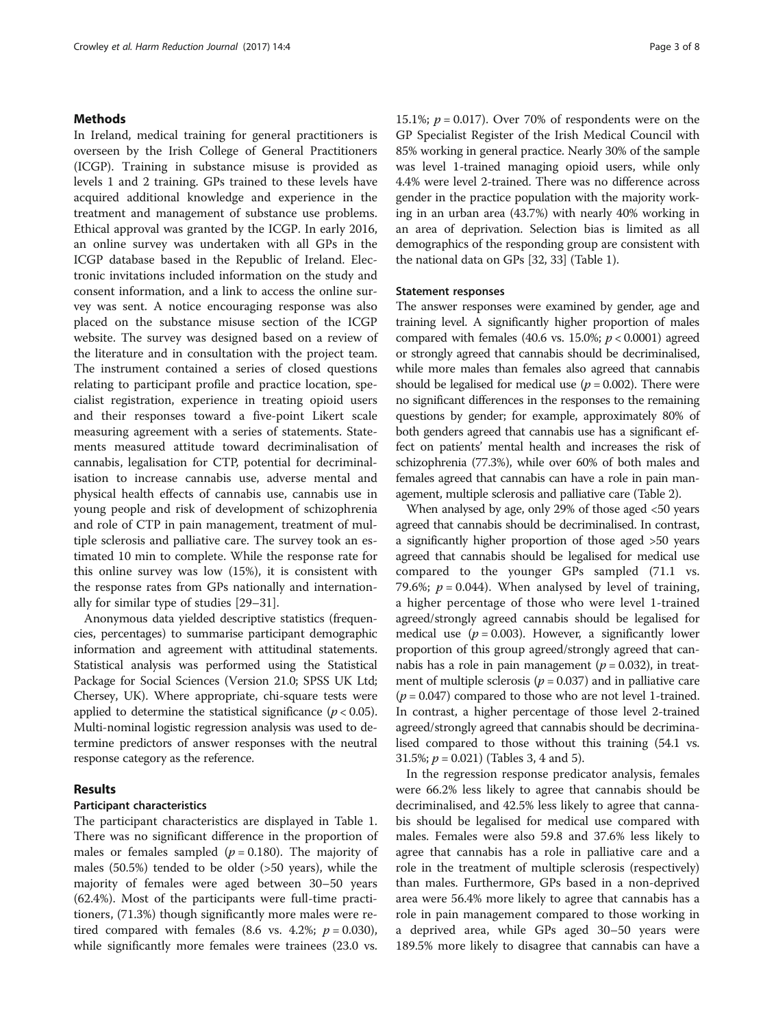## Methods

In Ireland, medical training for general practitioners is overseen by the Irish College of General Practitioners (ICGP). Training in substance misuse is provided as levels 1 and 2 training. GPs trained to these levels have acquired additional knowledge and experience in the treatment and management of substance use problems. Ethical approval was granted by the ICGP. In early 2016, an online survey was undertaken with all GPs in the ICGP database based in the Republic of Ireland. Electronic invitations included information on the study and consent information, and a link to access the online survey was sent. A notice encouraging response was also placed on the substance misuse section of the ICGP website. The survey was designed based on a review of the literature and in consultation with the project team. The instrument contained a series of closed questions relating to participant profile and practice location, specialist registration, experience in treating opioid users and their responses toward a five-point Likert scale measuring agreement with a series of statements. Statements measured attitude toward decriminalisation of cannabis, legalisation for CTP, potential for decriminalisation to increase cannabis use, adverse mental and physical health effects of cannabis use, cannabis use in young people and risk of development of schizophrenia and role of CTP in pain management, treatment of multiple sclerosis and palliative care. The survey took an estimated 10 min to complete. While the response rate for this online survey was low (15%), it is consistent with the response rates from GPs nationally and internationally for similar type of studies [29–31].

Anonymous data yielded descriptive statistics (frequencies, percentages) to summarise participant demographic information and agreement with attitudinal statements. Statistical analysis was performed using the Statistical Package for Social Sciences (Version 21.0; SPSS UK Ltd; Chersey, UK). Where appropriate, chi-square tests were applied to determine the statistical significance ($p < 0.05$). Multi-nominal logistic regression analysis was used to determine predictors of answer responses with the neutral response category as the reference.

## Results

### Participant characteristics

The participant characteristics are displayed in Table 1. There was no significant difference in the proportion of males or females sampled ($p = 0.180$). The majority of males (50.5%) tended to be older (>50 years), while the majority of females were aged between 30–50 years (62.4%). Most of the participants were full-time practitioners, (71.3%) though significantly more males were retired compared with females (8.6 vs. 4.2%; $p = 0.030$), while significantly more females were trainees (23.0 vs. 15.1%; $p = 0.017$). Over 70% of respondents were on the GP Specialist Register of the Irish Medical Council with 85% working in general practice. Nearly 30% of the sample was level 1-trained managing opioid users, while only 4.4% were level 2-trained. There was no difference across gender in the practice population with the majority working in an urban area (43.7%) with nearly 40% working in an area of deprivation. Selection bias is limited as all demographics of the responding group are consistent with the national data on GPs [32, 33] (Table 1).

### Statement responses

The answer responses were examined by gender, age and training level. A significantly higher proportion of males compared with females (40.6 vs. 15.0%; $p < 0.0001$) agreed or strongly agreed that cannabis should be decriminalised, while more males than females also agreed that cannabis should be legalised for medical use ($p = 0.002$). There were no significant differences in the responses to the remaining questions by gender; for example, approximately 80% of both genders agreed that cannabis use has a significant effect on patients' mental health and increases the risk of schizophrenia (77.3%), while over 60% of both males and females agreed that cannabis can have a role in pain management, multiple sclerosis and palliative care (Table 2).

When analysed by age, only 29% of those aged <50 years agreed that cannabis should be decriminalised. In contrast, a significantly higher proportion of those aged >50 years agreed that cannabis should be legalised for medical use compared to the younger GPs sampled (71.1 vs. 79.6%; $p = 0.044$). When analysed by level of training, a higher percentage of those who were level 1-trained agreed/strongly agreed cannabis should be legalised for medical use ($p = 0.003$). However, a significantly lower proportion of this group agreed/strongly agreed that cannabis has a role in pain management ($p = 0.032$), in treatment of multiple sclerosis ($p = 0.037$) and in palliative care ($p = 0.047$) compared to those who are not level 1-trained. In contrast, a higher percentage of those level 2-trained agreed/strongly agreed that cannabis should be decriminalised compared to those without this training (54.1 vs. 31.5%; $p = 0.021$) (Tables 3, 4 and 5).

In the regression response predicator analysis, females were 66.2% less likely to agree that cannabis should be decriminalised, and 42.5% less likely to agree that cannabis should be legalised for medical use compared with males. Females were also 59.8 and 37.6% less likely to agree that cannabis has a role in palliative care and a role in the treatment of multiple sclerosis (respectively) than males. Furthermore, GPs based in a non-deprived area were 56.4% more likely to agree that cannabis has a role in pain management compared to those working in a deprived area, while GPs aged 30–50 years were 189.5% more likely to disagree that cannabis can have a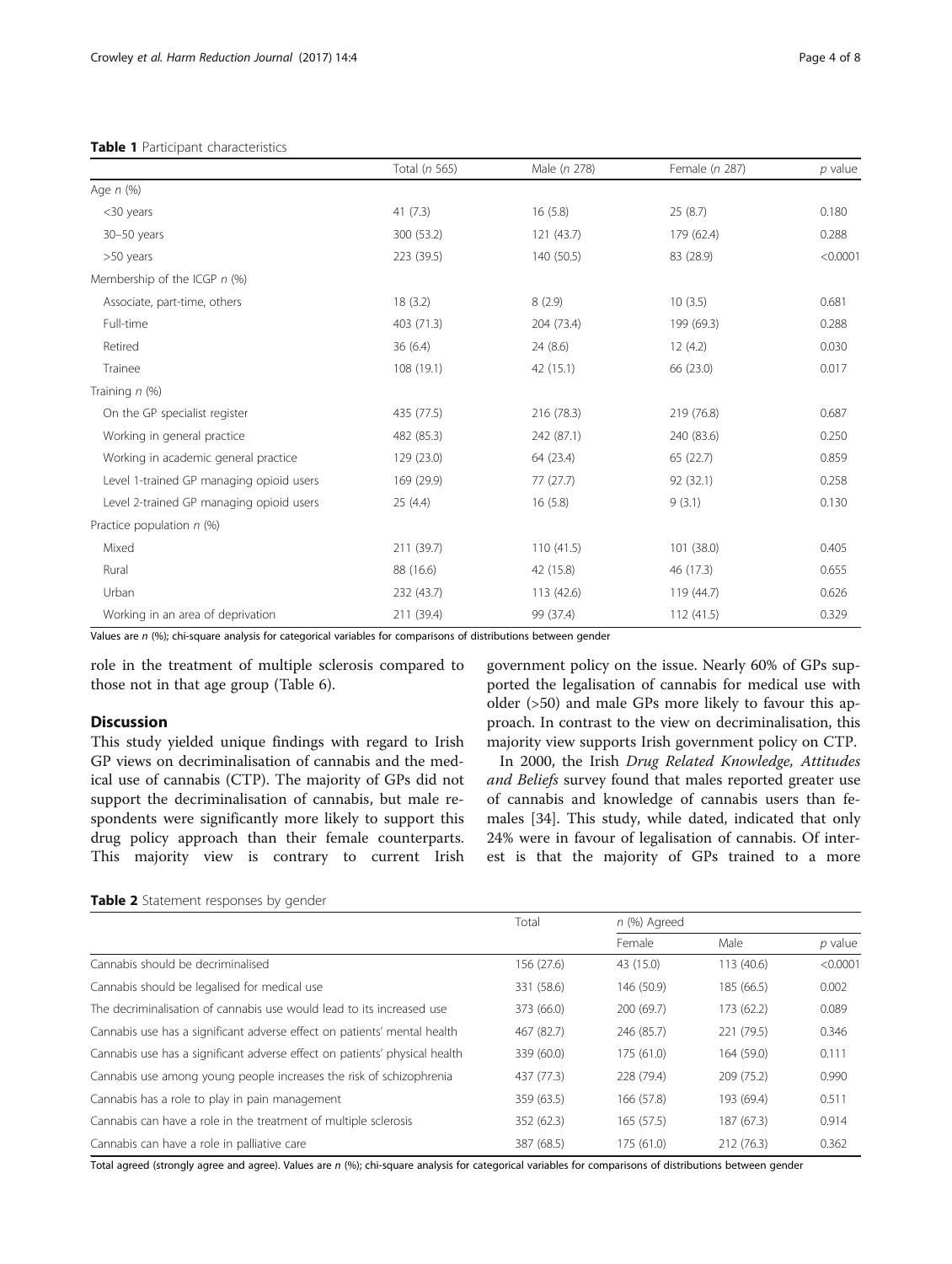**Table 1** Participant characteristics

| | Total (*n* 565) | Male (*n* 278) | Female (*n* 287) | *p* value |
|---|---|---|---|---|
| Age *n* (%) | | | | |
| <30 years | 41 (7.3) | 16 (5.8) | 25 (8.7) | 0.180 |
| 30–50 years | 300 (53.2) | 121 (43.7) | 179 (62.4) | 0.288 |
| >50 years | 223 (39.5) | 140 (50.5) | 83 (28.9) | <0.0001 |
| Membership of the ICGP *n* (%) | | | | |
| Associate, part-time, others | 18 (3.2) | 8 (2.9) | 10 (3.5) | 0.681 |
| Full-time | 403 (71.3) | 204 (73.4) | 199 (69.3) | 0.288 |
| Retired | 36 (6.4) | 24 (8.6) | 12 (4.2) | 0.030 |
| Trainee | 108 (19.1) | 42 (15.1) | 66 (23.0) | 0.017 |
| Training *n* (%) | | | | |
| On the GP specialist register | 435 (77.5) | 216 (78.3) | 219 (76.8) | 0.687 |
| Working in general practice | 482 (85.3) | 242 (87.1) | 240 (83.6) | 0.250 |
| Working in academic general practice | 129 (23.0) | 64 (23.4) | 65 (22.7) | 0.859 |
| Level 1-trained GP managing opioid users | 169 (29.9) | 77 (27.7) | 92 (32.1) | 0.258 |
| Level 2-trained GP managing opioid users | 25 (4.4) | 16 (5.8) | 9 (3.1) | 0.130 |
| Practice population *n* (%) | | | | |
| Mixed | 211 (39.7) | 110 (41.5) | 101 (38.0) | 0.405 |
| Rural | 88 (16.6) | 42 (15.8) | 46 (17.3) | 0.655 |
| Urban | 232 (43.7) | 113 (42.6) | 119 (44.7) | 0.626 |
| Working in an area of deprivation | 211 (39.4) | 99 (37.4) | 112 (41.5) | 0.329 |

Values are *n* (%); chi-square analysis for categorical variables for comparisons of distributions between gender

role in the treatment of multiple sclerosis compared to those not in that age group (Table 6).

## Discussion

This study yielded unique findings with regard to Irish GP views on decriminalisation of cannabis and the medical use of cannabis (CTP). The majority of GPs did not support the decriminalisation of cannabis, but male respondents were significantly more likely to support this drug policy approach than their female counterparts. This majority view is contrary to current Irish government policy on the issue. Nearly 60% of GPs supported the legalisation of cannabis for medical use with older (>50) and male GPs more likely to favour this approach. In contrast to the view on decriminalisation, this majority view supports Irish government policy on CTP.

In 2000, the Irish *Drug Related Knowledge, Attitudes and Beliefs* survey found that males reported greater use of cannabis and knowledge of cannabis users than females [34]. This study, while dated, indicated that only 24% were in favour of legalisation of cannabis. Of interest is that the majority of GPs trained to a more

**Table 2** Statement responses by gender

| | Total | *n* (%) Agreed | | |
|---|---|---|---|---|
| | | Female | Male | *p* value |
| Cannabis should be decriminalised | 156 (27.6) | 43 (15.0) | 113 (40.6) | <0.0001 |
| Cannabis should be legalised for medical use | 331 (58.6) | 146 (50.9) | 185 (66.5) | 0.002 |
| The decriminalisation of cannabis use would lead to its increased use | 373 (66.0) | 200 (69.7) | 173 (62.2) | 0.089 |
| Cannabis use has a significant adverse effect on patients' mental health | 467 (82.7) | 246 (85.7) | 221 (79.5) | 0.346 |
| Cannabis use has a significant adverse effect on patients' physical health | 339 (60.0) | 175 (61.0) | 164 (59.0) | 0.111 |
| Cannabis use among young people increases the risk of schizophrenia | 437 (77.3) | 228 (79.4) | 209 (75.2) | 0.990 |
| Cannabis has a role to play in pain management | 359 (63.5) | 166 (57.8) | 193 (69.4) | 0.511 |
| Cannabis can have a role in the treatment of multiple sclerosis | 352 (62.3) | 165 (57.5) | 187 (67.3) | 0.914 |
| Cannabis can have a role in palliative care | 387 (68.5) | 175 (61.0) | 212 (76.3) | 0.362 |

Total agreed (strongly agree and agree). Values are *n* (%); chi-square analysis for categorical variables for comparisons of distributions between gender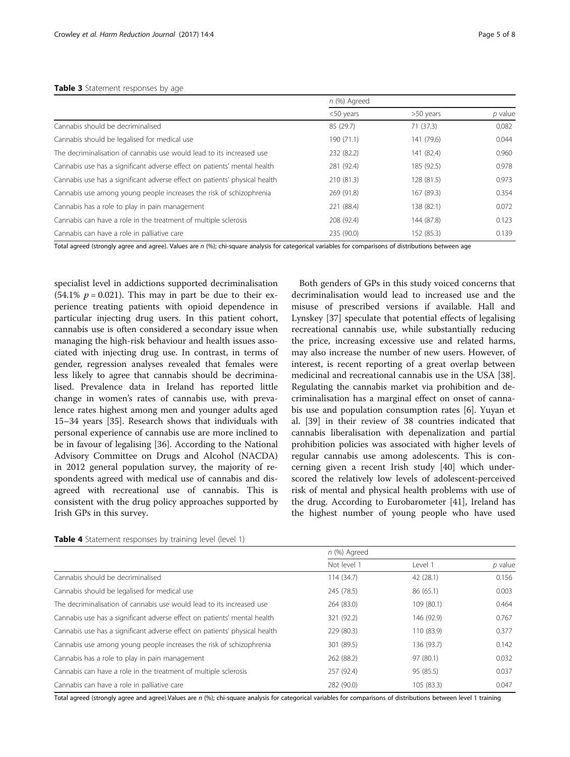**Table 3** Statement responses by age

| | n (%) Agreed | | |
|---|---|---|---|
| | <50 years | >50 years | p value |
| Cannabis should be decriminalised | 85 (29.7) | 71 (37.3) | 0.082 |
| Cannabis should be legalised for medical use | 190 (71.1) | 141 (79.6) | 0.044 |
| The decriminalisation of cannabis use would lead to its increased use | 232 (82.2) | 141 (82.4) | 0.960 |
| Cannabis use has a significant adverse effect on patients' mental health | 281 (92.4) | 185 (92.5) | 0.978 |
| Cannabis use has a significant adverse effect on patients' physical health | 210 (81.3) | 128 (81.5) | 0.973 |
| Cannabis use among young people increases the risk of schizophrenia | 269 (91.8) | 167 (89.3) | 0.354 |
| Cannabis has a role to play in pain management | 221 (88.4) | 138 (82.1) | 0.072 |
| Cannabis can have a role in the treatment of multiple sclerosis | 208 (92.4) | 144 (87.8) | 0.123 |
| Cannabis can have a role in palliative care | 235 (90.0) | 152 (85.3) | 0.139 |

Total agreed (strongly agree and agree). Values are n (%); chi-square analysis for categorical variables for comparisons of distributions between age

specialist level in addictions supported decriminalisation (54.1% $p = 0.021$). This may in part be due to their experience treating patients with opioid dependence in particular injecting drug users. In this patient cohort, cannabis use is often considered a secondary issue when managing the high-risk behaviour and health issues associated with injecting drug use. In contrast, in terms of gender, regression analyses revealed that females were less likely to agree that cannabis should be decriminalised. Prevalence data in Ireland has reported little change in women's rates of cannabis use, with prevalence rates highest among men and younger adults aged 15–34 years [35]. Research shows that individuals with personal experience of cannabis use are more inclined to be in favour of legalising [36]. According to the National Advisory Committee on Drugs and Alcohol (NACDA) in 2012 general population survey, the majority of respondents agreed with medical use of cannabis and disagreed with recreational use of cannabis. This is consistent with the drug policy approaches supported by Irish GPs in this survey.

Both genders of GPs in this study voiced concerns that decriminalisation would lead to increased use and the misuse of prescribed versions if available. Hall and Lynskey [37] speculate that potential effects of legalising recreational cannabis use, while substantially reducing the price, increasing excessive use and related harms, may also increase the number of new users. However, of interest, is recent reporting of a great overlap between medicinal and recreational cannabis use in the USA [38]. Regulating the cannabis market via prohibition and decriminalisation has a marginal effect on onset of cannabis use and population consumption rates [6]. Yuyan et al. [39] in their review of 38 countries indicated that cannabis liberalisation with depenalization and partial prohibition policies was associated with higher levels of regular cannabis use among adolescents. This is concerning given a recent Irish study [40] which underscored the relatively low levels of adolescent-perceived risk of mental and physical health problems with use of the drug. According to Eurobarometer [41], Ireland has the highest number of young people who have used

**Table 4** Statement responses by training level (level 1)

| | n (%) Agreed | | |
|---|---|---|---|
| | Not level 1 | Level 1 | p value |
| Cannabis should be decriminalised | 114 (34.7) | 42 (28.1) | 0.156 |
| Cannabis should be legalised for medical use | 245 (78.5) | 86 (65.1) | 0.003 |
| The decriminalisation of cannabis use would lead to its increased use | 264 (83.0) | 109 (80.1) | 0.464 |
| Cannabis use has a significant adverse effect on patients' mental health | 321 (92.2) | 146 (92.9) | 0.767 |
| Cannabis use has a significant adverse effect on patients' physical health | 229 (80.3) | 110 (83.9) | 0.377 |
| Cannabis use among young people increases the risk of schizophrenia | 301 (89.5) | 136 (93.7) | 0.142 |
| Cannabis has a role to play in pain management | 262 (88.2) | 97 (80.1) | 0.032 |
| Cannabis can have a role in the treatment of multiple sclerosis | 257 (92.4) | 95 (85.5) | 0.037 |
| Cannabis can have a role in palliative care | 282 (90.0) | 105 (83.3) | 0.047 |

Total agreed (strongly agree and agree).Values are n (%); chi-square analysis for categorical variables for comparisons of distributions between level 1 training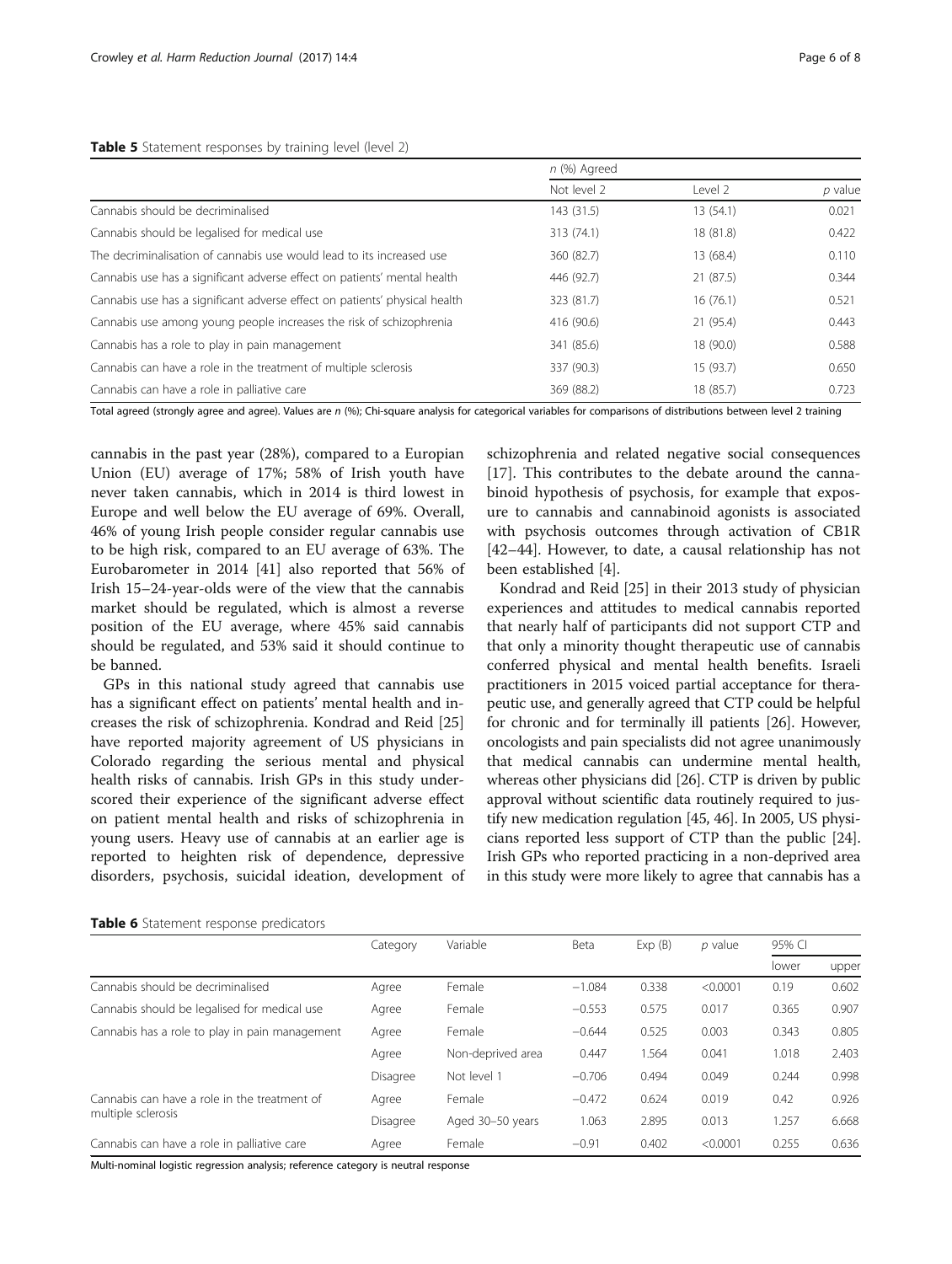**Table 5** Statement responses by training level (level 2)

| | *n* (%) Agreed | | |
|---|---|---|---|
| | Not level 2 | Level 2 | *p* value |
| Cannabis should be decriminalised | 143 (31.5) | 13 (54.1) | 0.021 |
| Cannabis should be legalised for medical use | 313 (74.1) | 18 (81.8) | 0.422 |
| The decriminalisation of cannabis use would lead to its increased use | 360 (82.7) | 13 (68.4) | 0.110 |
| Cannabis use has a significant adverse effect on patients' mental health | 446 (92.7) | 21 (87.5) | 0.344 |
| Cannabis use has a significant adverse effect on patients' physical health | 323 (81.7) | 16 (76.1) | 0.521 |
| Cannabis use among young people increases the risk of schizophrenia | 416 (90.6) | 21 (95.4) | 0.443 |
| Cannabis has a role to play in pain management | 341 (85.6) | 18 (90.0) | 0.588 |
| Cannabis can have a role in the treatment of multiple sclerosis | 337 (90.3) | 15 (93.7) | 0.650 |
| Cannabis can have a role in palliative care | 369 (88.2) | 18 (85.7) | 0.723 |

Total agreed (strongly agree and agree). Values are *n* (%); Chi-square analysis for categorical variables for comparisons of distributions between level 2 training

cannabis in the past year (28%), compared to a Europian Union (EU) average of 17%; 58% of Irish youth have never taken cannabis, which in 2014 is third lowest in Europe and well below the EU average of 69%. Overall, 46% of young Irish people consider regular cannabis use to be high risk, compared to an EU average of 63%. The Eurobarometer in 2014 [41] also reported that 56% of Irish 15–24-year-olds were of the view that the cannabis market should be regulated, which is almost a reverse position of the EU average, where 45% said cannabis should be regulated, and 53% said it should continue to be banned.

GPs in this national study agreed that cannabis use has a significant effect on patients' mental health and increases the risk of schizophrenia. Kondrad and Reid [25] have reported majority agreement of US physicians in Colorado regarding the serious mental and physical health risks of cannabis. Irish GPs in this study underscored their experience of the significant adverse effect on patient mental health and risks of schizophrenia in young users. Heavy use of cannabis at an earlier age is reported to heighten risk of dependence, depressive disorders, psychosis, suicidal ideation, development of schizophrenia and related negative social consequences [17]. This contributes to the debate around the cannabinoid hypothesis of psychosis, for example that exposure to cannabis and cannabinoid agonists is associated with psychosis outcomes through activation of CB1R [42–44]. However, to date, a causal relationship has not been established [4].

Kondrad and Reid [25] in their 2013 study of physician experiences and attitudes to medical cannabis reported that nearly half of participants did not support CTP and that only a minority thought therapeutic use of cannabis conferred physical and mental health benefits. Israeli practitioners in 2015 voiced partial acceptance for therapeutic use, and generally agreed that CTP could be helpful for chronic and for terminally ill patients [26]. However, oncologists and pain specialists did not agree unanimously that medical cannabis can undermine mental health, whereas other physicians did [26]. CTP is driven by public approval without scientific data routinely required to justify new medication regulation [45, 46]. In 2005, US physicians reported less support of CTP than the public [24]. Irish GPs who reported practicing in a non-deprived area in this study were more likely to agree that cannabis has a

**Table 6** Statement response predicators

| | Category | Variable | Beta | Exp (B) | *p* value | 95% CI | |
|---|---|---|---|---|---|---|---|
| | | | | | | lower | upper |
| Cannabis should be decriminalised | Agree | Female | −1.084 | 0.338 | <0.0001 | 0.19 | 0.602 |
| Cannabis should be legalised for medical use | Agree | Female | −0.553 | 0.575 | 0.017 | 0.365 | 0.907 |
| Cannabis has a role to play in pain management | Agree | Female | −0.644 | 0.525 | 0.003 | 0.343 | 0.805 |
| | Agree | Non-deprived area | 0.447 | 1.564 | 0.041 | 1.018 | 2.403 |
| | Disagree | Not level 1 | −0.706 | 0.494 | 0.049 | 0.244 | 0.998 |
| Cannabis can have a role in the treatment of multiple sclerosis | Agree | Female | −0.472 | 0.624 | 0.019 | 0.42 | 0.926 |
| | Disagree | Aged 30–50 years | 1.063 | 2.895 | 0.013 | 1.257 | 6.668 |
| Cannabis can have a role in palliative care | Agree | Female | −0.91 | 0.402 | <0.0001 | 0.255 | 0.636 |

Multi-nominal logistic regression analysis; reference category is neutral response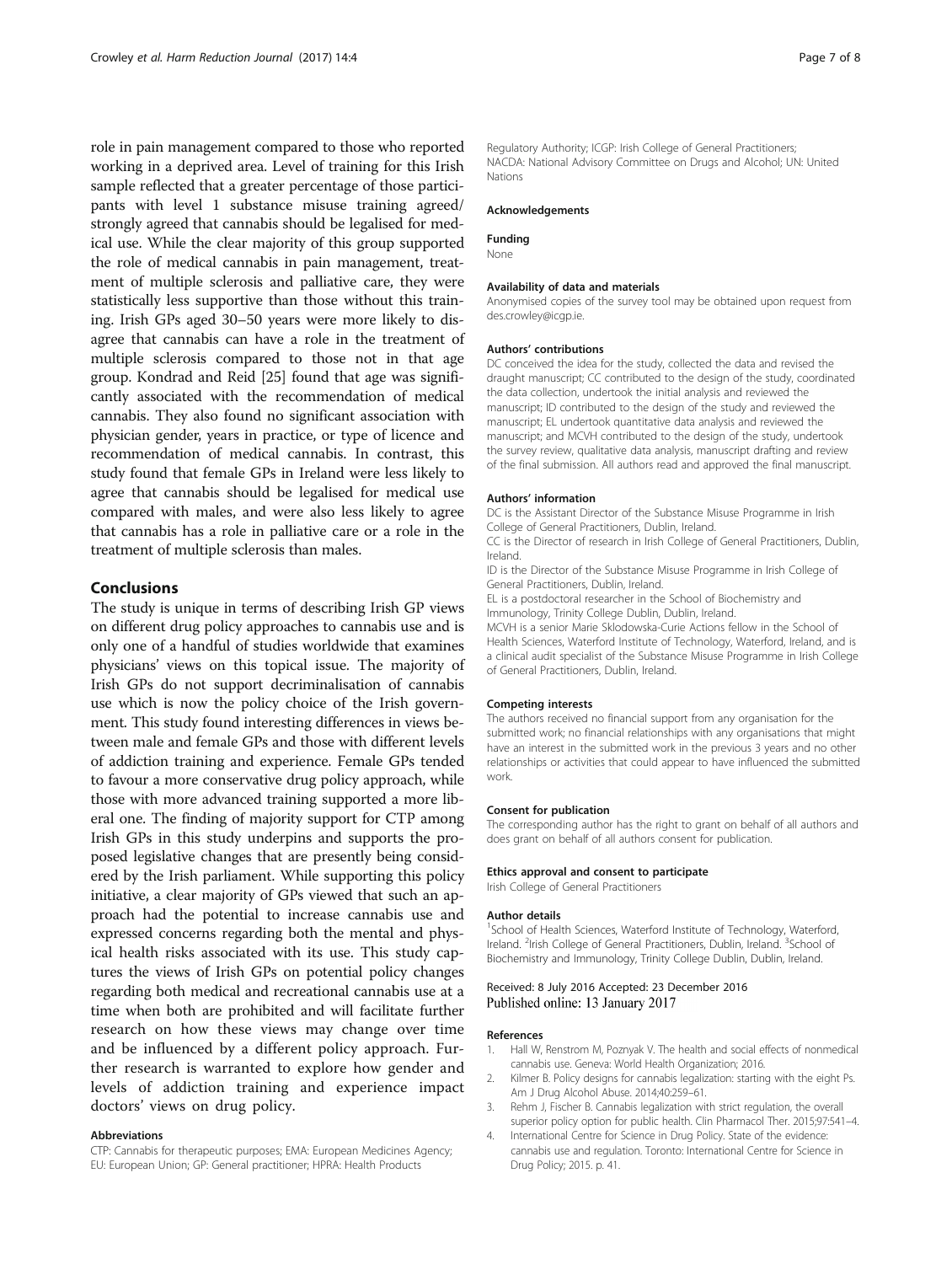role in pain management compared to those who reported working in a deprived area. Level of training for this Irish sample reflected that a greater percentage of those participants with level 1 substance misuse training agreed/strongly agreed that cannabis should be legalised for medical use. While the clear majority of this group supported the role of medical cannabis in pain management, treatment of multiple sclerosis and palliative care, they were statistically less supportive than those without this training. Irish GPs aged 30–50 years were more likely to disagree that cannabis can have a role in the treatment of multiple sclerosis compared to those not in that age group. Kondrad and Reid [25] found that age was significantly associated with the recommendation of medical cannabis. They also found no significant association with physician gender, years in practice, or type of licence and recommendation of medical cannabis. In contrast, this study found that female GPs in Ireland were less likely to agree that cannabis should be legalised for medical use compared with males, and were also less likely to agree that cannabis has a role in palliative care or a role in the treatment of multiple sclerosis than males.

## Conclusions

The study is unique in terms of describing Irish GP views on different drug policy approaches to cannabis use and is only one of a handful of studies worldwide that examines physicians' views on this topical issue. The majority of Irish GPs do not support decriminalisation of cannabis use which is now the policy choice of the Irish government. This study found interesting differences in views between male and female GPs and those with different levels of addiction training and experience. Female GPs tended to favour a more conservative drug policy approach, while those with more advanced training supported a more liberal one. The finding of majority support for CTP among Irish GPs in this study underpins and supports the proposed legislative changes that are presently being considered by the Irish parliament. While supporting this policy initiative, a clear majority of GPs viewed that such an approach had the potential to increase cannabis use and expressed concerns regarding both the mental and physical health risks associated with its use. This study captures the views of Irish GPs on potential policy changes regarding both medical and recreational cannabis use at a time when both are prohibited and will facilitate further research on how these views may change over time and be influenced by a different policy approach. Further research is warranted to explore how gender and levels of addiction training and experience impact doctors' views on drug policy.

### Abbreviations

CTP: Cannabis for therapeutic purposes; EMA: European Medicines Agency; EU: European Union; GP: General practitioner; HPRA: Health Products Regulatory Authority; ICGP: Irish College of General Practitioners; NACDA: National Advisory Committee on Drugs and Alcohol; UN: United Nations

### Acknowledgements

#### Funding

None

#### Availability of data and materials

Anonymised copies of the survey tool may be obtained upon request from des.crowley@icgp.ie.

#### Authors' contributions

DC conceived the idea for the study, collected the data and revised the draught manuscript; CC contributed to the design of the study, coordinated the data collection, undertook the initial analysis and reviewed the manuscript; ID contributed to the design of the study and reviewed the manuscript; EL undertook quantitative data analysis and reviewed the manuscript; and MCVH contributed to the design of the study, undertook the survey review, qualitative data analysis, manuscript drafting and review of the final submission. All authors read and approved the final manuscript.

#### Authors' information

DC is the Assistant Director of the Substance Misuse Programme in Irish College of General Practitioners, Dublin, Ireland.

CC is the Director of research in Irish College of General Practitioners, Dublin, Ireland.

ID is the Director of the Substance Misuse Programme in Irish College of General Practitioners, Dublin, Ireland.

EL is a postdoctoral researcher in the School of Biochemistry and Immunology, Trinity College Dublin, Dublin, Ireland.

MCVH is a senior Marie Sklodowska-Curie Actions fellow in the School of Health Sciences, Waterford Institute of Technology, Waterford, Ireland, and is a clinical audit specialist of the Substance Misuse Programme in Irish College of General Practitioners, Dublin, Ireland.

#### Competing interests

The authors received no financial support from any organisation for the submitted work; no financial relationships with any organisations that might have an interest in the submitted work in the previous 3 years and no other relationships or activities that could appear to have influenced the submitted work.

#### Consent for publication

The corresponding author has the right to grant on behalf of all authors and does grant on behalf of all authors consent for publication.

#### Ethics approval and consent to participate

Irish College of General Practitioners

#### Author details

[1]School of Health Sciences, Waterford Institute of Technology, Waterford, Ireland. [2]Irish College of General Practitioners, Dublin, Ireland. [3]School of Biochemistry and Immunology, Trinity College Dublin, Dublin, Ireland.

Received: 8 July 2016 Accepted: 23 December 2016
Published online: 13 January 2017

### References

1. Hall W, Renstrom M, Poznyak V. The health and social effects of nonmedical cannabis use. Geneva: World Health Organization; 2016.
2. Kilmer B. Policy designs for cannabis legalization: starting with the eight Ps. Am J Drug Alcohol Abuse. 2014;40:259–61.
3. Rehm J, Fischer B. Cannabis legalization with strict regulation, the overall superior policy option for public health. Clin Pharmacol Ther. 2015;97:541–4.
4. International Centre for Science in Drug Policy. State of the evidence: cannabis use and regulation. Toronto: International Centre for Science in Drug Policy; 2015. p. 41.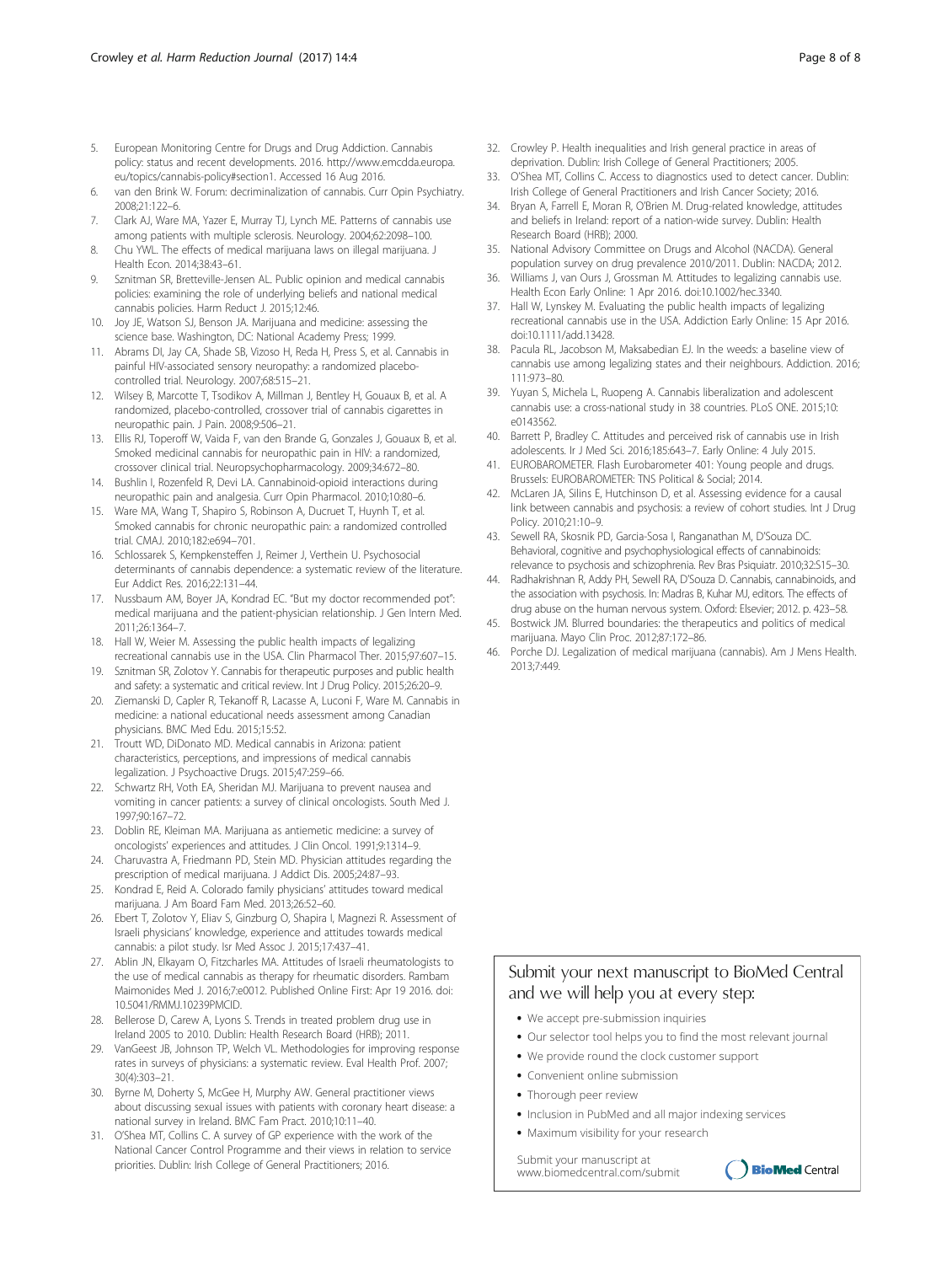5. European Monitoring Centre for Drugs and Drug Addiction. Cannabis policy: status and recent developments. 2016. http://www.emcdda.europa.eu/topics/cannabis-policy#section1. Accessed 16 Aug 2016.
6. van den Brink W. Forum: decriminalization of cannabis. Curr Opin Psychiatry. 2008;21:122–6.
7. Clark AJ, Ware MA, Yazer E, Murray TJ, Lynch ME. Patterns of cannabis use among patients with multiple sclerosis. Neurology. 2004;62:2098–100.
8. Chu YWL. The effects of medical marijuana laws on illegal marijuana. J Health Econ. 2014;38:43–61.
9. Sznitman SR, Bretteville-Jensen AL. Public opinion and medical cannabis policies: examining the role of underlying beliefs and national medical cannabis policies. Harm Reduct J. 2015;12:46.
10. Joy JE, Watson SJ, Benson JA. Marijuana and medicine: assessing the science base. Washington, DC: National Academy Press; 1999.
11. Abrams DI, Jay CA, Shade SB, Vizoso H, Reda H, Press S, et al. Cannabis in painful HIV-associated sensory neuropathy: a randomized placebo-controlled trial. Neurology. 2007;68:515–21.
12. Wilsey B, Marcotte T, Tsodikov A, Millman J, Bentley H, Gouaux B, et al. A randomized, placebo-controlled, crossover trial of cannabis cigarettes in neuropathic pain. J Pain. 2008;9:506–21.
13. Ellis RJ, Toperoff W, Vaida F, van den Brande G, Gonzales J, Gouaux B, et al. Smoked medicinal cannabis for neuropathic pain in HIV: a randomized, crossover clinical trial. Neuropsychopharmacology. 2009;34:672–80.
14. Bushlin I, Rozenfeld R, Devi LA. Cannabinoid-opioid interactions during neuropathic pain and analgesia. Curr Opin Pharmacol. 2010;10:80–6.
15. Ware MA, Wang T, Shapiro S, Robinson A, Ducruet T, Huynh T, et al. Smoked cannabis for chronic neuropathic pain: a randomized controlled trial. CMAJ. 2010;182:e694–701.
16. Schlossarek S, Kempkensteffen J, Reimer J, Verthein U. Psychosocial determinants of cannabis dependence: a systematic review of the literature. Eur Addict Res. 2016;22:131–44.
17. Nussbaum AM, Boyer JA, Kondrad EC. "But my doctor recommended pot": medical marijuana and the patient-physician relationship. J Gen Intern Med. 2011;26:1364–7.
18. Hall W, Weier M. Assessing the public health impacts of legalizing recreational cannabis use in the USA. Clin Pharmacol Ther. 2015;97:607–15.
19. Sznitman SR, Zolotov Y. Cannabis for therapeutic purposes and public health and safety: a systematic and critical review. Int J Drug Policy. 2015;26:20–9.
20. Ziemanski D, Capler R, Tekanoff R, Lacasse A, Luconi F, Ware M. Cannabis in medicine: a national educational needs assessment among Canadian physicians. BMC Med Edu. 2015;15:52.
21. Troutt WD, DiDonato MD. Medical cannabis in Arizona: patient characteristics, perceptions, and impressions of medical cannabis legalization. J Psychoactive Drugs. 2015;47:259–66.
22. Schwartz RH, Voth EA, Sheridan MJ. Marijuana to prevent nausea and vomiting in cancer patients: a survey of clinical oncologists. South Med J. 1997;90:167–72.
23. Doblin RE, Kleiman MA. Marijuana as antiemetic medicine: a survey of oncologists' experiences and attitudes. J Clin Oncol. 1991;9:1314–9.
24. Charuvastra A, Friedmann PD, Stein MD. Physician attitudes regarding the prescription of medical marijuana. J Addict Dis. 2005;24:87–93.
25. Kondrad E, Reid A. Colorado family physicians' attitudes toward medical marijuana. J Am Board Fam Med. 2013;26:52–60.
26. Ebert T, Zolotov Y, Eliav S, Ginzburg O, Shapira I, Magnezi R. Assessment of Israeli physicians' knowledge, experience and attitudes towards medical cannabis: a pilot study. Isr Med Assoc J. 2015;17:437–41.
27. Ablin JN, Elkayam O, Fitzcharles MA. Attitudes of Israeli rheumatologists to the use of medical cannabis as therapy for rheumatic disorders. Rambam Maimonides Med J. 2016;7:e0012. Published Online First: Apr 19 2016. doi: 10.5041/RMMJ.10239PMCID.
28. Bellerose D, Carew A, Lyons S. Trends in treated problem drug use in Ireland 2005 to 2010. Dublin: Health Research Board (HRB); 2011.
29. VanGeest JB, Johnson TP, Welch VL. Methodologies for improving response rates in surveys of physicians: a systematic review. Eval Health Prof. 2007; 30(4):303–21.
30. Byrne M, Doherty S, McGee H, Murphy AW. General practitioner views about discussing sexual issues with patients with coronary heart disease: a national survey in Ireland. BMC Fam Pract. 2010;10:11–40.
31. O'Shea MT, Collins C. A survey of GP experience with the work of the National Cancer Control Programme and their views in relation to service priorities. Dublin: Irish College of General Practitioners; 2016.
32. Crowley P. Health inequalities and Irish general practice in areas of deprivation. Dublin: Irish College of General Practitioners; 2005.
33. O'Shea MT, Collins C. Access to diagnostics used to detect cancer. Dublin: Irish College of General Practitioners and Irish Cancer Society; 2016.
34. Bryan A, Farrell E, Moran R, O'Brien M. Drug-related knowledge, attitudes and beliefs in Ireland: report of a nation-wide survey. Dublin: Health Research Board (HRB); 2000.
35. National Advisory Committee on Drugs and Alcohol (NACDA). General population survey on drug prevalence 2010/2011. Dublin: NACDA; 2012.
36. Williams J, van Ours J, Grossman M. Attitudes to legalizing cannabis use. Health Econ Early Online: 1 Apr 2016. doi:10.1002/hec.3340.
37. Hall W, Lynskey M. Evaluating the public health impacts of legalizing recreational cannabis use in the USA. Addiction Early Online: 15 Apr 2016. doi:10.1111/add.13428.
38. Pacula RL, Jacobson M, Maksabedian EJ. In the weeds: a baseline view of cannabis use among legalizing states and their neighbours. Addiction. 2016; 111:973–80.
39. Yuyan S, Michela L, Ruopeng A. Cannabis liberalization and adolescent cannabis use: a cross-national study in 38 countries. PLoS ONE. 2015;10: e0143562.
40. Barrett P, Bradley C. Attitudes and perceived risk of cannabis use in Irish adolescents. Ir J Med Sci. 2016;185:643–7. Early Online: 4 July 2015.
41. EUROBAROMETER. Flash Eurobarometer 401: Young people and drugs. Brussels: EUROBAROMETER: TNS Political & Social; 2014.
42. McLaren JA, Silins E, Hutchinson D, et al. Assessing evidence for a causal link between cannabis and psychosis: a review of cohort studies. Int J Drug Policy. 2010;21:10–9.
43. Sewell RA, Skosnik PD, Garcia-Sosa I, Ranganathan M, D'Souza DC. Behavioral, cognitive and psychophysiological effects of cannabinoids: relevance to psychosis and schizophrenia. Rev Bras Psiquiatr. 2010;32:S15–30.
44. Radhakrishnan R, Addy PH, Sewell RA, D'Souza D. Cannabis, cannabinoids, and the association with psychosis. In: Madras B, Kuhar MJ, editors. The effects of drug abuse on the human nervous system. Oxford: Elsevier; 2012. p. 423–58.
45. Bostwick JM. Blurred boundaries: the therapeutics and politics of medical marijuana. Mayo Clin Proc. 2012;87:172–86.
46. Porche DJ. Legalization of medical marijuana (cannabis). Am J Mens Health. 2013;7:449.

Submit your next manuscript to BioMed Central and we will help you at every step:

- We accept pre-submission inquiries
- Our selector tool helps you to find the most relevant journal
- We provide round the clock customer support
- Convenient online submission
- Thorough peer review
- Inclusion in PubMed and all major indexing services
- Maximum visibility for your research

Submit your manuscript at www.biomedcentral.com/submit

BioMed Central